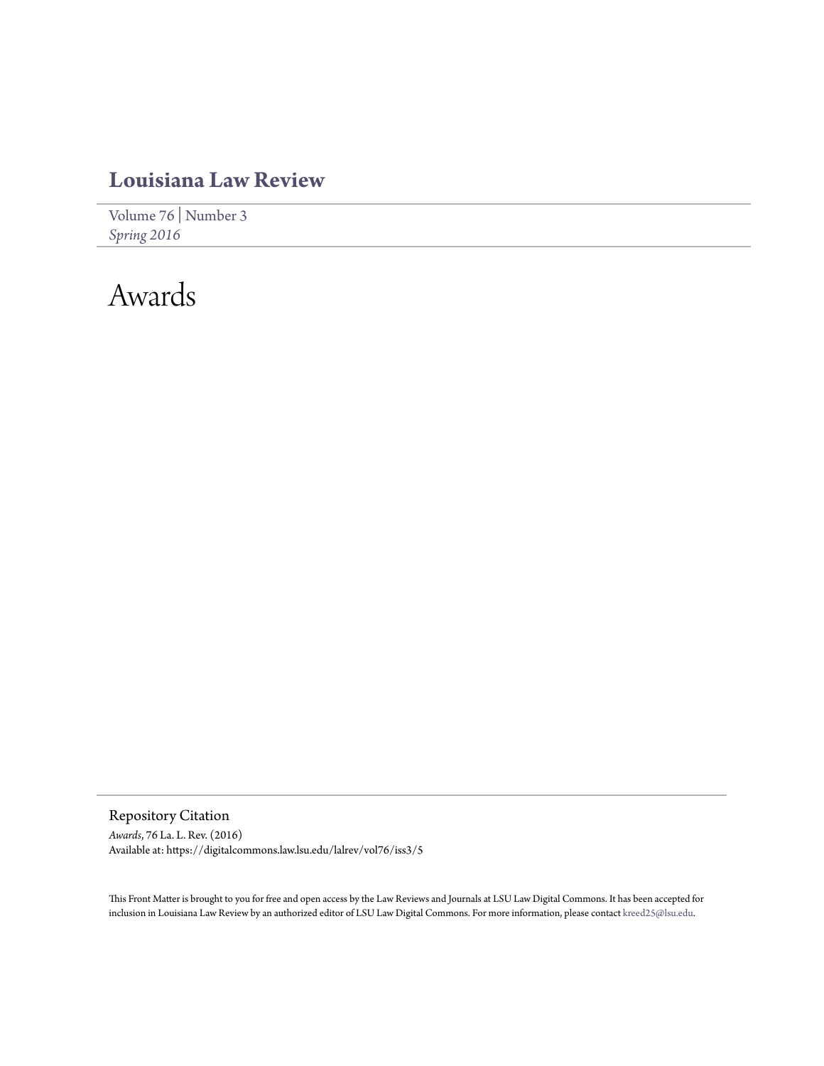# Louisiana Law Review

Volume 76 | Number 3
*Spring 2016*

# Awards

## Repository Citation

*Awards*, 76 La. L. Rev. (2016)
Available at: https://digitalcommons.law.lsu.edu/lalrev/vol76/iss3/5

This Front Matter is brought to you for free and open access by the Law Reviews and Journals at LSU Law Digital Commons. It has been accepted for inclusion in Louisiana Law Review by an authorized editor of LSU Law Digital Commons. For more information, please contact kreed25@lsu.edu.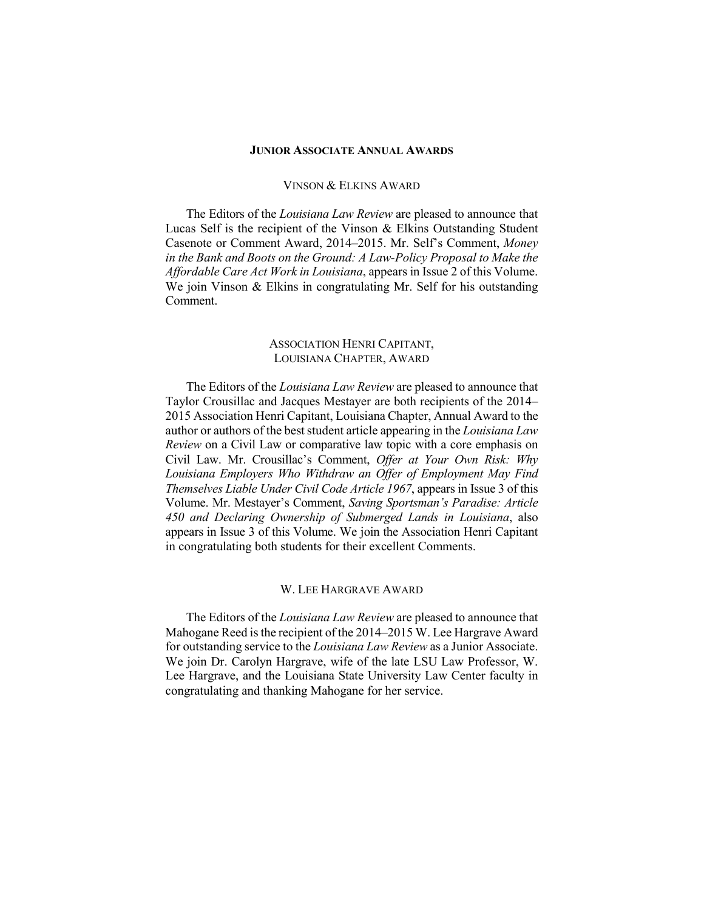## JUNIOR ASSOCIATE ANNUAL AWARDS

### VINSON & ELKINS AWARD

The Editors of the *Louisiana Law Review* are pleased to announce that Lucas Self is the recipient of the Vinson & Elkins Outstanding Student Casenote or Comment Award, 2014–2015. Mr. Self's Comment, *Money in the Bank and Boots on the Ground: A Law-Policy Proposal to Make the Affordable Care Act Work in Louisiana*, appears in Issue 2 of this Volume. We join Vinson & Elkins in congratulating Mr. Self for his outstanding Comment.

### ASSOCIATION HENRI CAPITANT, LOUISIANA CHAPTER, AWARD

The Editors of the *Louisiana Law Review* are pleased to announce that Taylor Crousillac and Jacques Mestayer are both recipients of the 2014–2015 Association Henri Capitant, Louisiana Chapter, Annual Award to the author or authors of the best student article appearing in the *Louisiana Law Review* on a Civil Law or comparative law topic with a core emphasis on Civil Law. Mr. Crousillac's Comment, *Offer at Your Own Risk: Why Louisiana Employers Who Withdraw an Offer of Employment May Find Themselves Liable Under Civil Code Article 1967*, appears in Issue 3 of this Volume. Mr. Mestayer's Comment, *Saving Sportsman's Paradise: Article 450 and Declaring Ownership of Submerged Lands in Louisiana*, also appears in Issue 3 of this Volume. We join the Association Henri Capitant in congratulating both students for their excellent Comments.

### W. LEE HARGRAVE AWARD

The Editors of the *Louisiana Law Review* are pleased to announce that Mahogane Reed is the recipient of the 2014–2015 W. Lee Hargrave Award for outstanding service to the *Louisiana Law Review* as a Junior Associate. We join Dr. Carolyn Hargrave, wife of the late LSU Law Professor, W. Lee Hargrave, and the Louisiana State University Law Center faculty in congratulating and thanking Mahogane for her service.